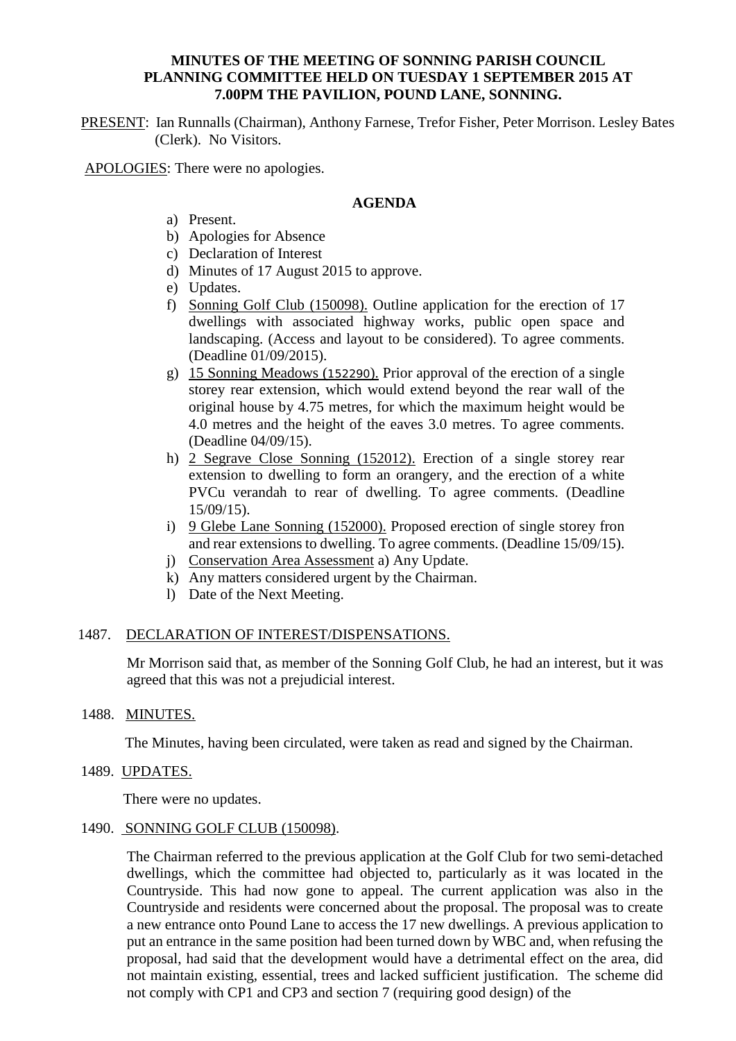**MINUTES OF THE MEETING OF SONNING PARISH COUNCIL PLANNING COMMITTEE HELD ON TUESDAY 1 SEPTEMBER 2015 AT 7.00PM THE PAVILION, POUND LANE, SONNING.**

PRESENT: Ian Runnalls (Chairman), Anthony Farnese, Trefor Fisher, Peter Morrison. Lesley Bates (Clerk). No Visitors.

APOLOGIES: There were no apologies.

**AGENDA**

a) Present.
b) Apologies for Absence
c) Declaration of Interest
d) Minutes of 17 August 2015 to approve.
e) Updates.
f) Sonning Golf Club (150098). Outline application for the erection of 17 dwellings with associated highway works, public open space and landscaping. (Access and layout to be considered). To agree comments. (Deadline 01/09/2015).
g) 15 Sonning Meadows (152290). Prior approval of the erection of a single storey rear extension, which would extend beyond the rear wall of the original house by 4.75 metres, for which the maximum height would be 4.0 metres and the height of the eaves 3.0 metres. To agree comments. (Deadline 04/09/15).
h) 2 Segrave Close Sonning (152012). Erection of a single storey rear extension to dwelling to form an orangery, and the erection of a white PVCu verandah to rear of dwelling. To agree comments. (Deadline 15/09/15).
i) 9 Glebe Lane Sonning (152000). Proposed erection of single storey fron and rear extensions to dwelling. To agree comments. (Deadline 15/09/15).
j) Conservation Area Assessment a) Any Update.
k) Any matters considered urgent by the Chairman.
l) Date of the Next Meeting.

1487. DECLARATION OF INTEREST/DISPENSATIONS.

Mr Morrison said that, as member of the Sonning Golf Club, he had an interest, but it was agreed that this was not a prejudicial interest.

1488. MINUTES.

The Minutes, having been circulated, were taken as read and signed by the Chairman.

1489. UPDATES.

There were no updates.

1490. SONNING GOLF CLUB (150098).

The Chairman referred to the previous application at the Golf Club for two semi-detached dwellings, which the committee had objected to, particularly as it was located in the Countryside. This had now gone to appeal. The current application was also in the Countryside and residents were concerned about the proposal. The proposal was to create a new entrance onto Pound Lane to access the 17 new dwellings. A previous application to put an entrance in the same position had been turned down by WBC and, when refusing the proposal, had said that the development would have a detrimental effect on the area, did not maintain existing, essential, trees and lacked sufficient justification. The scheme did not comply with CP1 and CP3 and section 7 (requiring good design) of the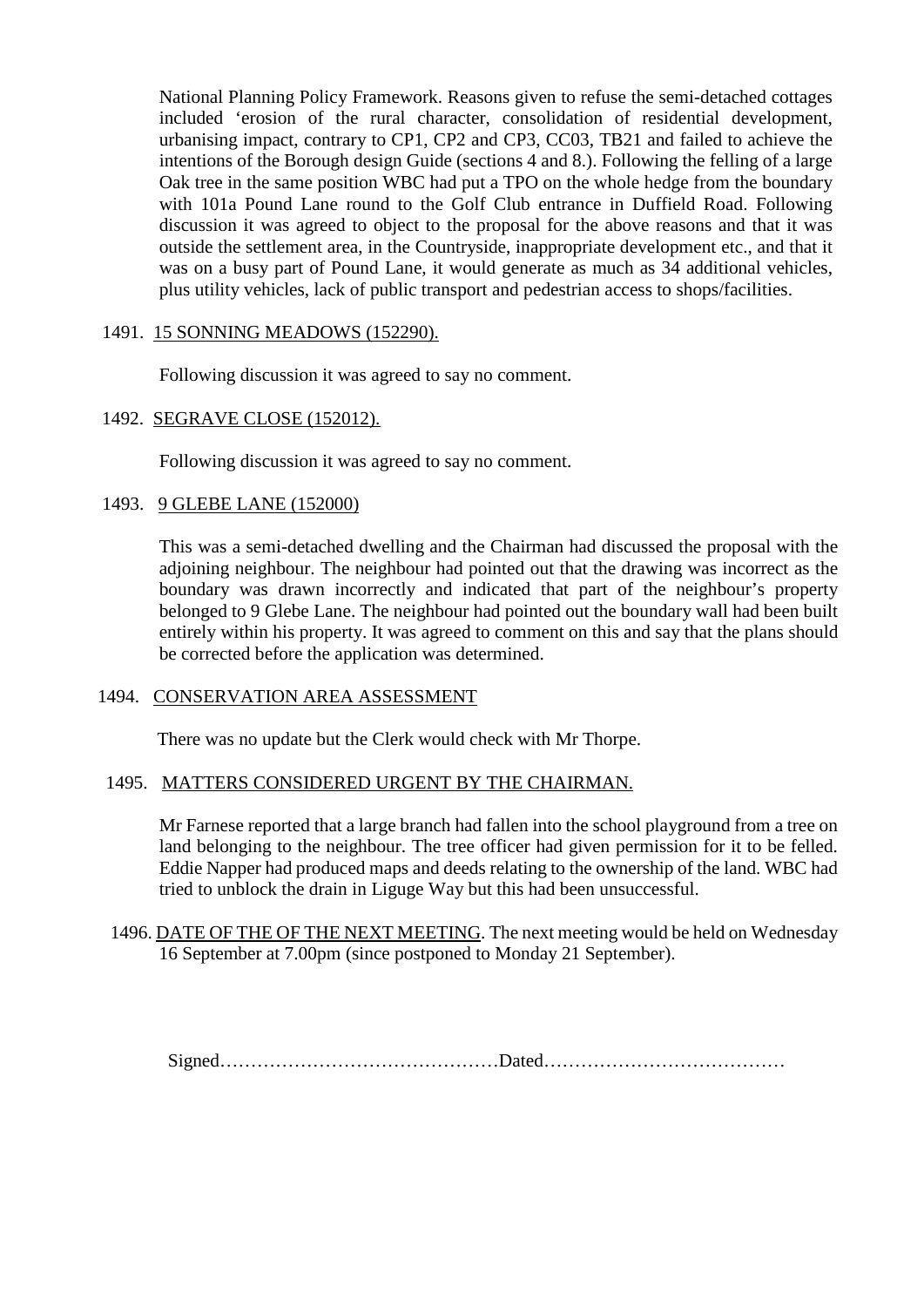National Planning Policy Framework. Reasons given to refuse the semi-detached cottages included 'erosion of the rural character, consolidation of residential development, urbanising impact, contrary to CP1, CP2 and CP3, CC03, TB21 and failed to achieve the intentions of the Borough design Guide (sections 4 and 8.). Following the felling of a large Oak tree in the same position WBC had put a TPO on the whole hedge from the boundary with 101a Pound Lane round to the Golf Club entrance in Duffield Road. Following discussion it was agreed to object to the proposal for the above reasons and that it was outside the settlement area, in the Countryside, inappropriate development etc., and that it was on a busy part of Pound Lane, it would generate as much as 34 additional vehicles, plus utility vehicles, lack of public transport and pedestrian access to shops/facilities.

1491. <u>15 SONNING MEADOWS (152290).</u>

Following discussion it was agreed to say no comment.

1492. <u>SEGRAVE CLOSE (152012).</u>

Following discussion it was agreed to say no comment.

1493. <u>9 GLEBE LANE (152000)</u>

This was a semi-detached dwelling and the Chairman had discussed the proposal with the adjoining neighbour. The neighbour had pointed out that the drawing was incorrect as the boundary was drawn incorrectly and indicated that part of the neighbour's property belonged to 9 Glebe Lane. The neighbour had pointed out the boundary wall had been built entirely within his property. It was agreed to comment on this and say that the plans should be corrected before the application was determined.

1494. <u>CONSERVATION AREA ASSESSMENT</u>

There was no update but the Clerk would check with Mr Thorpe.

1495. <u>MATTERS CONSIDERED URGENT BY THE CHAIRMAN.</u>

Mr Farnese reported that a large branch had fallen into the school playground from a tree on land belonging to the neighbour. The tree officer had given permission for it to be felled. Eddie Napper had produced maps and deeds relating to the ownership of the land. WBC had tried to unblock the drain in Liguge Way but this had been unsuccessful.

1496. <u>DATE OF THE OF THE NEXT MEETING</u>. The next meeting would be held on Wednesday 16 September at 7.00pm (since postponed to Monday 21 September).

Signed………………………………………Dated…………………………………